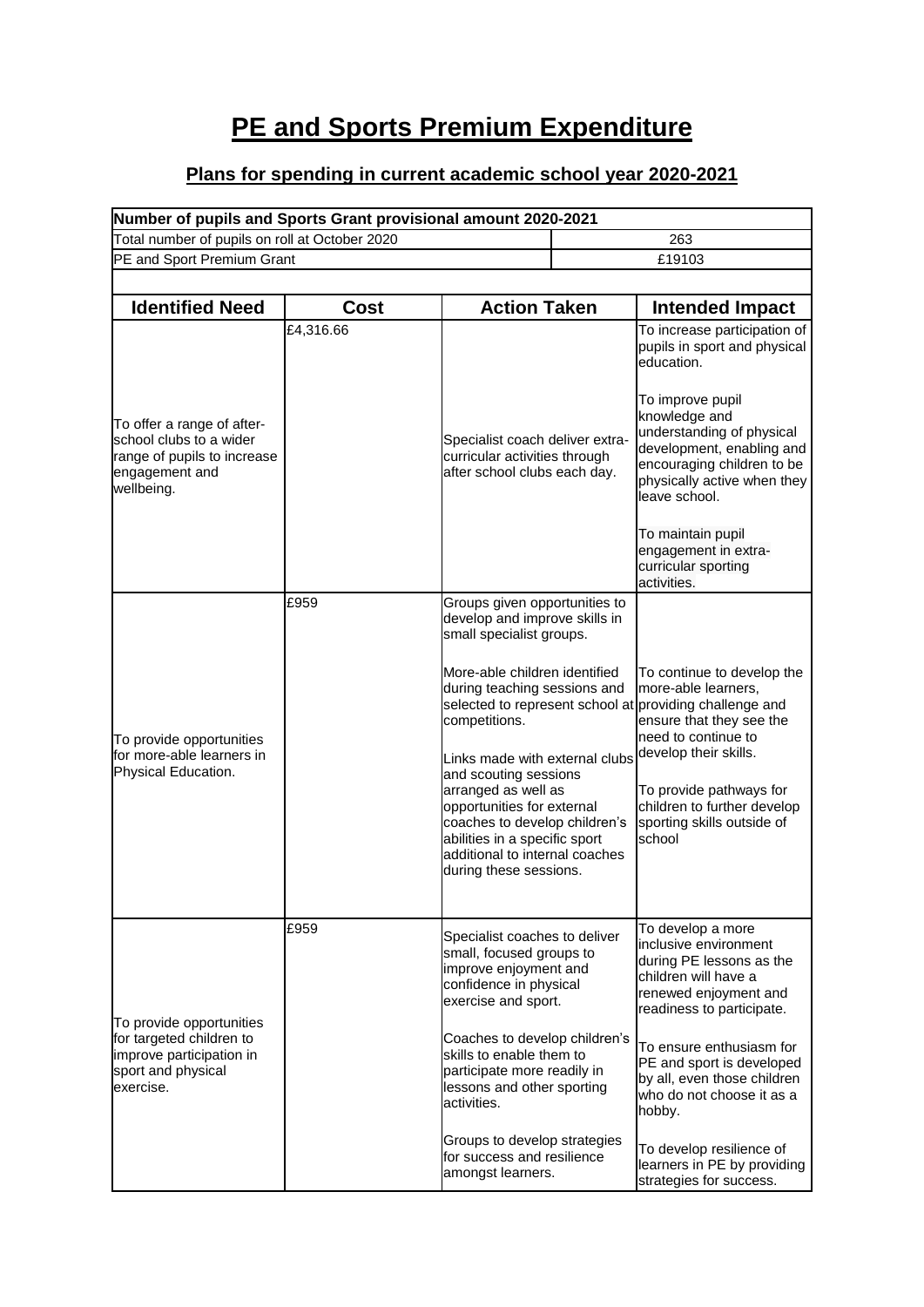# PE and Sports Premium Expenditure

## Plans for spending in current academic school year 2020-2021

| Number of pupils and Sports Grant provisional amount 2020-2021 | |
|---|---|
| Total number of pupils on roll at October 2020 | 263 |
| PE and Sport Premium Grant | £19103 |

| Identified Need | Cost | Action Taken | Intended Impact |
|---|---|---|---|
| To offer a range of after-school clubs to a wider range of pupils to increase engagement and wellbeing. | £4,316.66 | Specialist coach deliver extra-curricular activities through after school clubs each day. | To increase participation of pupils in sport and physical education.<br><br>To improve pupil knowledge and understanding of physical development, enabling and encouraging children to be physically active when they leave school.<br><br>To maintain pupil engagement in extra-curricular sporting activities. |
| To provide opportunities for more-able learners in Physical Education. | £959 | Groups given opportunities to develop and improve skills in small specialist groups.<br><br>More-able children identified during teaching sessions and selected to represent school at competitions.<br><br>Links made with external clubs and scouting sessions arranged as well as opportunities for external coaches to develop children's abilities in a specific sport additional to internal coaches during these sessions. | To continue to develop the more-able learners, providing challenge and ensure that they see the need to continue to develop their skills.<br><br>To provide pathways for children to further develop sporting skills outside of school |
| To provide opportunities for targeted children to improve participation in sport and physical exercise. | £959 | Specialist coaches to deliver small, focused groups to improve enjoyment and confidence in physical exercise and sport.<br><br>Coaches to develop children's skills to enable them to participate more readily in lessons and other sporting activities.<br><br>Groups to develop strategies for success and resilience amongst learners. | To develop a more inclusive environment during PE lessons as the children will have a renewed enjoyment and readiness to participate.<br><br>To ensure enthusiasm for PE and sport is developed by all, even those children who do not choose it as a hobby.<br><br>To develop resilience of learners in PE by providing strategies for success. |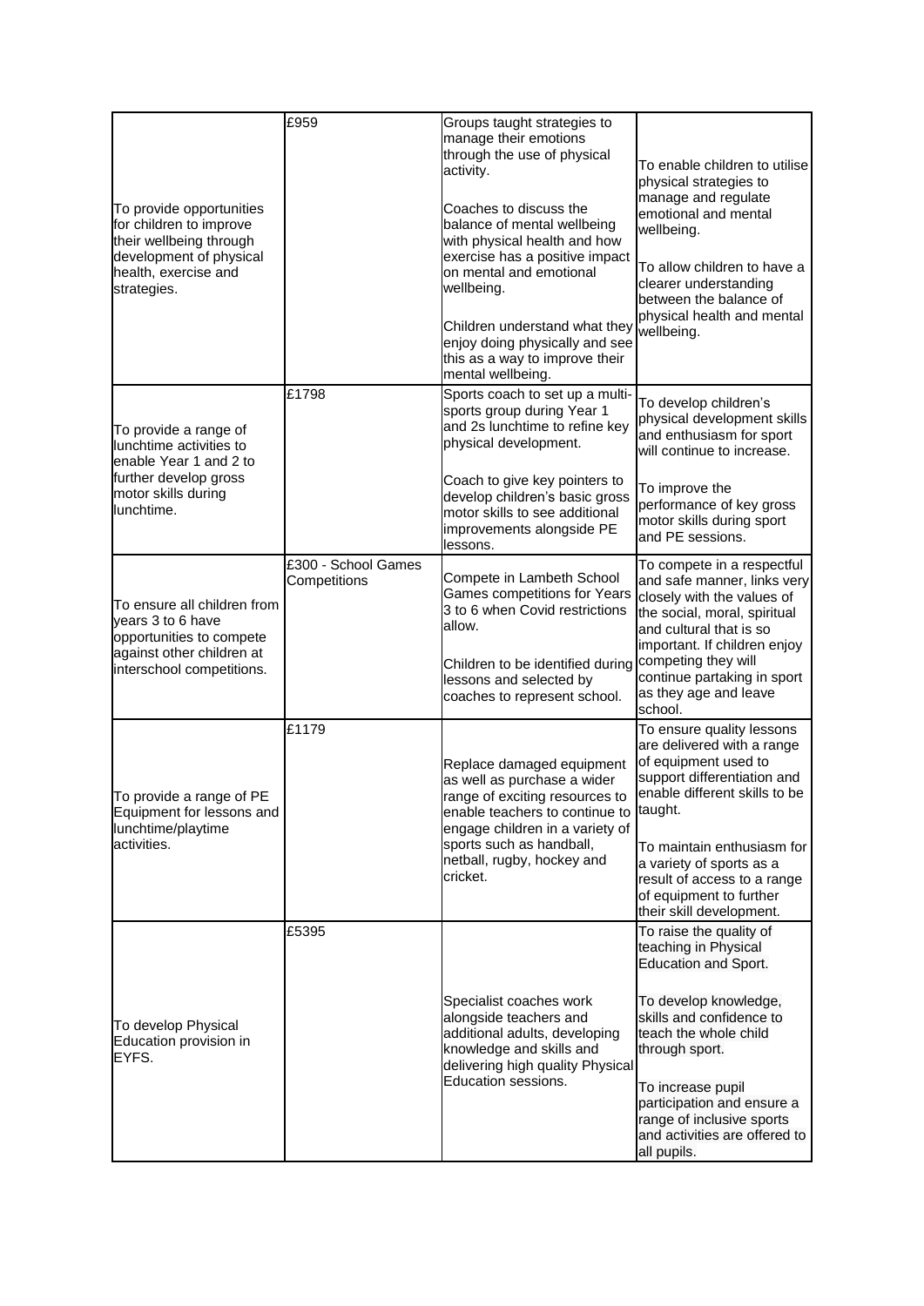| | | | |
|---|---|---|---|
| To provide opportunities for children to improve their wellbeing through development of physical health, exercise and strategies. | £959 | Groups taught strategies to manage their emotions through the use of physical activity.<br><br>Coaches to discuss the balance of mental wellbeing with physical health and how exercise has a positive impact on mental and emotional wellbeing.<br><br>Children understand what they enjoy doing physically and see this as a way to improve their mental wellbeing. | To enable children to utilise physical strategies to manage and regulate emotional and mental wellbeing.<br><br>To allow children to have a clearer understanding between the balance of physical health and mental wellbeing. |
| To provide a range of lunchtime activities to enable Year 1 and 2 to further develop gross motor skills during lunchtime. | £1798 | Sports coach to set up a multi-sports group during Year 1 and 2s lunchtime to refine key physical development.<br><br>Coach to give key pointers to develop children's basic gross motor skills to see additional improvements alongside PE lessons. | To develop children's physical development skills and enthusiasm for sport will continue to increase.<br><br>To improve the performance of key gross motor skills during sport and PE sessions. |
| To ensure all children from years 3 to 6 have opportunities to compete against other children at interschool competitions. | £300 - School Games Competitions | Compete in Lambeth School Games competitions for Years 3 to 6 when Covid restrictions allow.<br><br>Children to be identified during lessons and selected by coaches to represent school. | To compete in a respectful and safe manner, links very closely with the values of the social, moral, spiritual and cultural that is so important. If children enjoy competing they will continue partaking in sport as they age and leave school. |
| To provide a range of PE Equipment for lessons and lunchtime/playtime activities. | £1179 | Replace damaged equipment as well as purchase a wider range of exciting resources to enable teachers to continue to engage children in a variety of sports such as handball, netball, rugby, hockey and cricket. | To ensure quality lessons are delivered with a range of equipment used to support differentiation and enable different skills to be taught.<br><br>To maintain enthusiasm for a variety of sports as a result of access to a range of equipment to further their skill development. |
| To develop Physical Education provision in EYFS. | £5395 | Specialist coaches work alongside teachers and additional adults, developing knowledge and skills and delivering high quality Physical Education sessions. | To raise the quality of teaching in Physical Education and Sport.<br><br>To develop knowledge, skills and confidence to teach the whole child through sport.<br><br>To increase pupil participation and ensure a range of inclusive sports and activities are offered to all pupils. |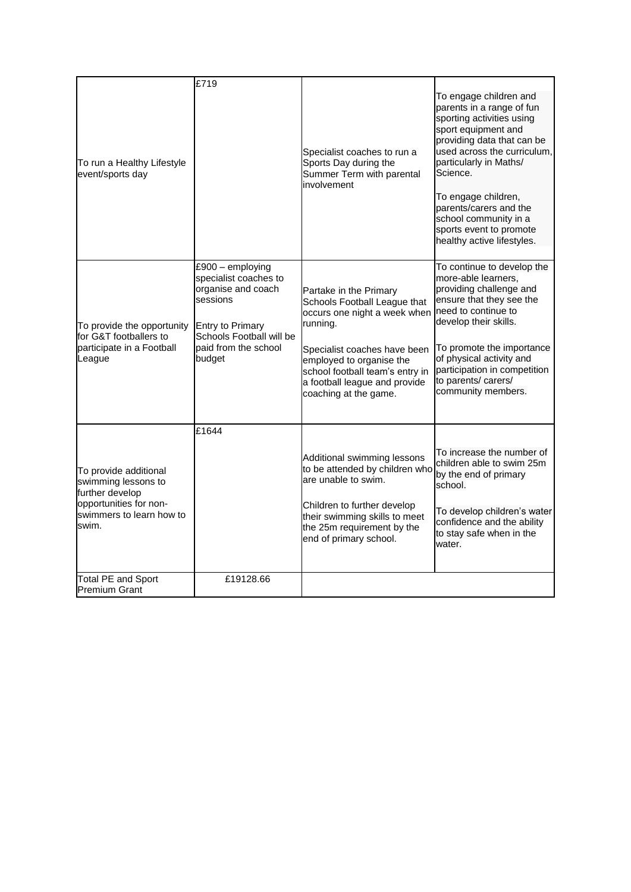| | | | |
|---|---|---|---|
| To run a Healthy Lifestyle event/sports day | £719 | Specialist coaches to run a Sports Day during the Summer Term with parental involvement | To engage children and parents in a range of fun sporting activities using sport equipment and providing data that can be used across the curriculum, particularly in Maths/ Science.<br><br>To engage children, parents/carers and the school community in a sports event to promote healthy active lifestyles. |
| To provide the opportunity for G&T footballers to participate in a Football League | £900 – employing specialist coaches to organise and coach sessions<br><br>Entry to Primary Schools Football will be paid from the school budget | Partake in the Primary Schools Football League that occurs one night a week when running.<br><br>Specialist coaches have been employed to organise the school football team's entry in a football league and provide coaching at the game. | To continue to develop the more-able learners, providing challenge and ensure that they see the need to continue to develop their skills.<br><br>To promote the importance of physical activity and participation in competition to parents/ carers/ community members. |
| To provide additional swimming lessons to further develop opportunities for non-swimmers to learn how to swim. | £1644 | Additional swimming lessons to be attended by children who are unable to swim.<br><br>Children to further develop their swimming skills to meet the 25m requirement by the end of primary school. | To increase the number of children able to swim 25m by the end of primary school.<br><br>To develop children's water confidence and the ability to stay safe when in the water. |
| Total PE and Sport Premium Grant | £19128.66 | | |